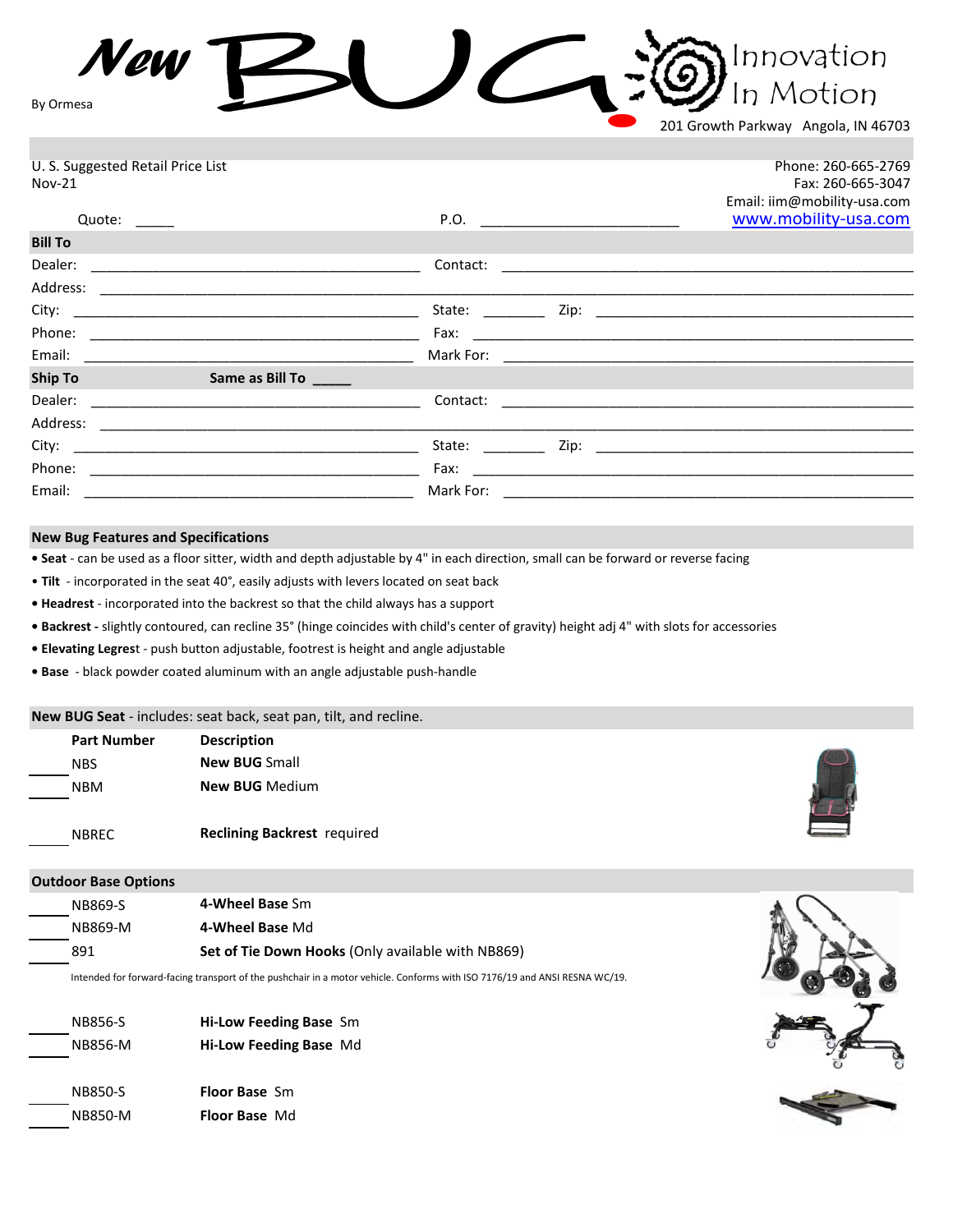# New BUG

By Ormesa

Innovation In Motion

201 Growth Parkway Angola, IN 46703

U. S. Suggested Retail Price List
Nov-21

Phone: 260-665-2769
Fax: 260-665-3047
Email: iim@mobility-usa.com
www.mobility-usa.com

Quote: _____ P.O. _________________________

**Bill To**

Dealer: _____________________ Contact: _____________________

Address: _____________________

City: _____________________ State: ________ Zip: _____________________

Phone: _____________________ Fax: _____________________

Email: _____________________ Mark For: _____________________

**Ship To** **Same as Bill To _____**

Dealer: _____________________ Contact: _____________________

Address: _____________________

City: _____________________ State: ________ Zip: _____________________

Phone: _____________________ Fax: _____________________

Email: _____________________ Mark For: _____________________

## New Bug Features and Specifications

- **Seat** - can be used as a floor sitter, width and depth adjustable by 4" in each direction, small can be forward or reverse facing
- **Tilt** - incorporated in the seat 40°, easily adjusts with levers located on seat back
- **Headrest** - incorporated into the backrest so that the child always has a support
- **Backrest -** slightly contoured, can recline 35° (hinge coincides with child's center of gravity) height adj 4" with slots for accessories
- **Elevating Legrest** - push button adjustable, footrest is height and angle adjustable
- **Base** - black powder coated aluminum with an angle adjustable push-handle

## New BUG Seat - includes: seat back, seat pan, tilt, and recline.

| | Part Number | Description |
|---|---|---|
| ____ | NBS | **New BUG** Small |
| ____ | NBM | **New BUG** Medium |
| ____ | NBREC | **Reclining Backrest** required |

## Outdoor Base Options

| | Part Number | Description |
|---|---|---|
| ____ | NB869-S | **4-Wheel Base** Sm |
| ____ | NB869-M | **4-Wheel Base** Md |
| ____ | 891 | **Set of Tie Down Hooks** (Only available with NB869) |

Intended for forward-facing transport of the pushchair in a motor vehicle. Conforms with ISO 7176/19 and ANSI RESNA WC/19.

| | Part Number | Description |
|---|---|---|
| ____ | NB856-S | **Hi-Low Feeding Base** Sm |
| ____ | NB856-M | **Hi-Low Feeding Base** Md |
| ____ | NB850-S | **Floor Base** Sm |
| ____ | NB850-M | **Floor Base** Md |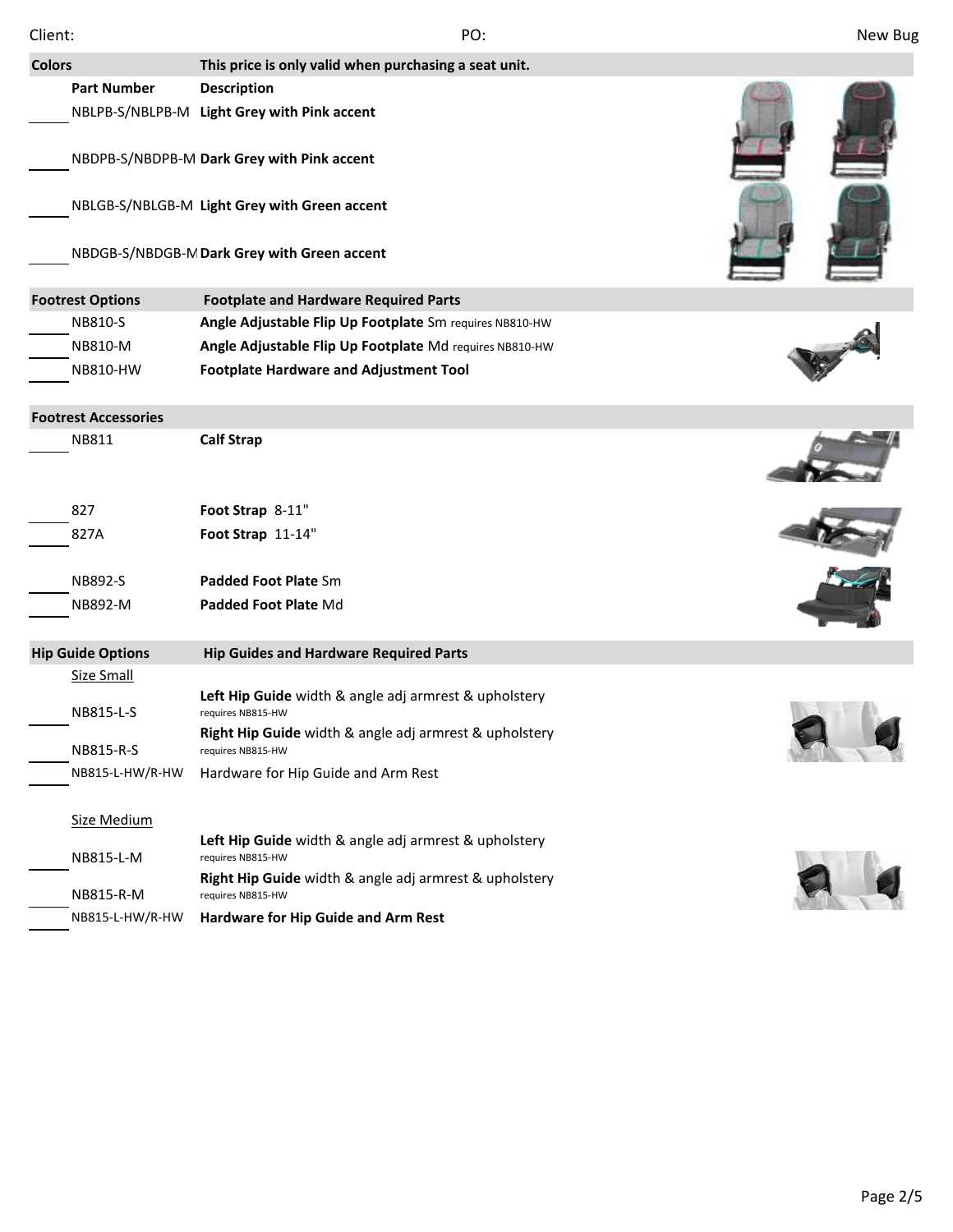Client: PO: New Bug

| Colors | This price is only valid when purchasing a seat unit. |
|---|---|
| **Part Number** | **Description** |
| NBLPB-S/NBLPB-M | **Light Grey with Pink accent** |
| NBDPB-S/NBDPB-M | **Dark Grey with Pink accent** |
| NBLGB-S/NBLGB-M | **Light Grey with Green accent** |
| NBDGB-S/NBDGB-M | **Dark Grey with Green accent** |

| Footrest Options | Footplate and Hardware Required Parts |
|---|---|
| NB810-S | **Angle Adjustable Flip Up Footplate** Sm requires NB810-HW |
| NB810-M | **Angle Adjustable Flip Up Footplate** Md requires NB810-HW |
| NB810-HW | **Footplate Hardware and Adjustment Tool** |

| Footrest Accessories | |
|---|---|
| NB811 | **Calf Strap** |
| 827 | **Foot Strap** 8-11" |
| 827A | **Foot Strap** 11-14" |
| NB892-S | **Padded Foot Plate** Sm |
| NB892-M | **Padded Foot Plate** Md |

| Hip Guide Options | Hip Guides and Hardware Required Parts |
|---|---|
| Size Small | |
| NB815-L-S | **Left Hip Guide** width & angle adj armrest & upholstery requires NB815-HW |
| NB815-R-S | **Right Hip Guide** width & angle adj armrest & upholstery requires NB815-HW |
| NB815-L-HW/R-HW | Hardware for Hip Guide and Arm Rest |
| Size Medium | |
| NB815-L-M | **Left Hip Guide** width & angle adj armrest & upholstery requires NB815-HW |
| NB815-R-M | **Right Hip Guide** width & angle adj armrest & upholstery requires NB815-HW |
| NB815-L-HW/R-HW | **Hardware for Hip Guide and Arm Rest** |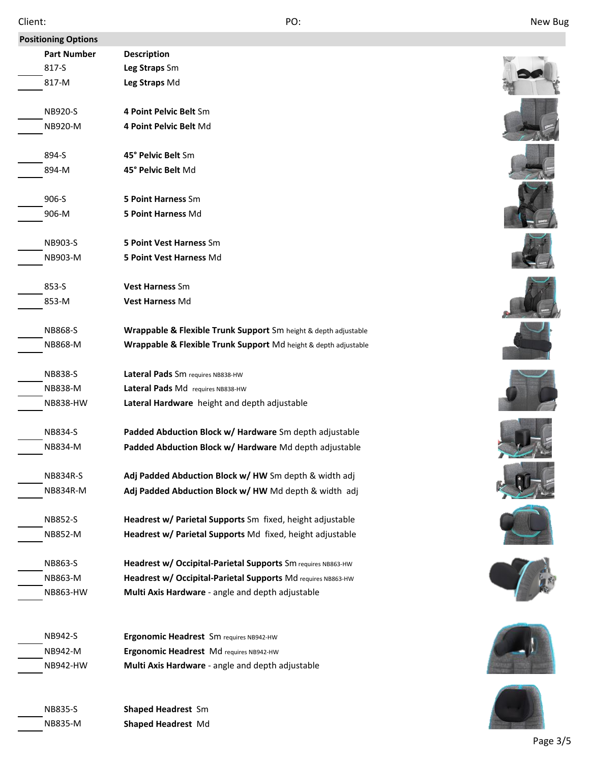Client: PO: New Bug

## Positioning Options

| | Part Number | Description |
|---|---|---|
| ____ | 817-S | **Leg Straps** Sm |
| ____ | 817-M | **Leg Straps** Md |
| | | |
| ____ | NB920-S | **4 Point Pelvic Belt** Sm |
| ____ | NB920-M | **4 Point Pelvic Belt** Md |
| | | |
| ____ | 894-S | **45° Pelvic Belt** Sm |
| ____ | 894-M | **45° Pelvic Belt** Md |
| | | |
| ____ | 906-S | **5 Point Harness** Sm |
| ____ | 906-M | **5 Point Harness** Md |
| | | |
| ____ | NB903-S | **5 Point Vest Harness** Sm |
| ____ | NB903-M | **5 Point Vest Harness** Md |
| | | |
| ____ | 853-S | **Vest Harness** Sm |
| ____ | 853-M | **Vest Harness** Md |
| | | |
| ____ | NB868-S | **Wrappable & Flexible Trunk Support** Sm height & depth adjustable |
| ____ | NB868-M | **Wrappable & Flexible Trunk Support** Md height & depth adjustable |
| | | |
| ____ | NB838-S | **Lateral Pads** Sm requires NB838-HW |
| ____ | NB838-M | **Lateral Pads** Md requires NB838-HW |
| ____ | NB838-HW | **Lateral Hardware** height and depth adjustable |
| | | |
| ____ | NB834-S | **Padded Abduction Block w/ Hardware** Sm depth adjustable |
| ____ | NB834-M | **Padded Abduction Block w/ Hardware** Md depth adjustable |
| | | |
| ____ | NB834R-S | **Adj Padded Abduction Block w/ HW** Sm depth & width adj |
| ____ | NB834R-M | **Adj Padded Abduction Block w/ HW** Md depth & width adj |
| | | |
| ____ | NB852-S | **Headrest w/ Parietal Supports** Sm fixed, height adjustable |
| ____ | NB852-M | **Headrest w/ Parietal Supports** Md fixed, height adjustable |
| | | |
| ____ | NB863-S | **Headrest w/ Occipital-Parietal Supports** Sm requires NB863-HW |
| ____ | NB863-M | **Headrest w/ Occipital-Parietal Supports** Md requires NB863-HW |
| ____ | NB863-HW | **Multi Axis Hardware** - angle and depth adjustable |
| | | |
| ____ | NB942-S | **Ergonomic Headrest** Sm requires NB942-HW |
| ____ | NB942-M | **Ergonomic Headrest** Md requires NB942-HW |
| ____ | NB942-HW | **Multi Axis Hardware** - angle and depth adjustable |
| | | |
| ____ | NB835-S | **Shaped Headrest** Sm |
| ____ | NB835-M | **Shaped Headrest** Md |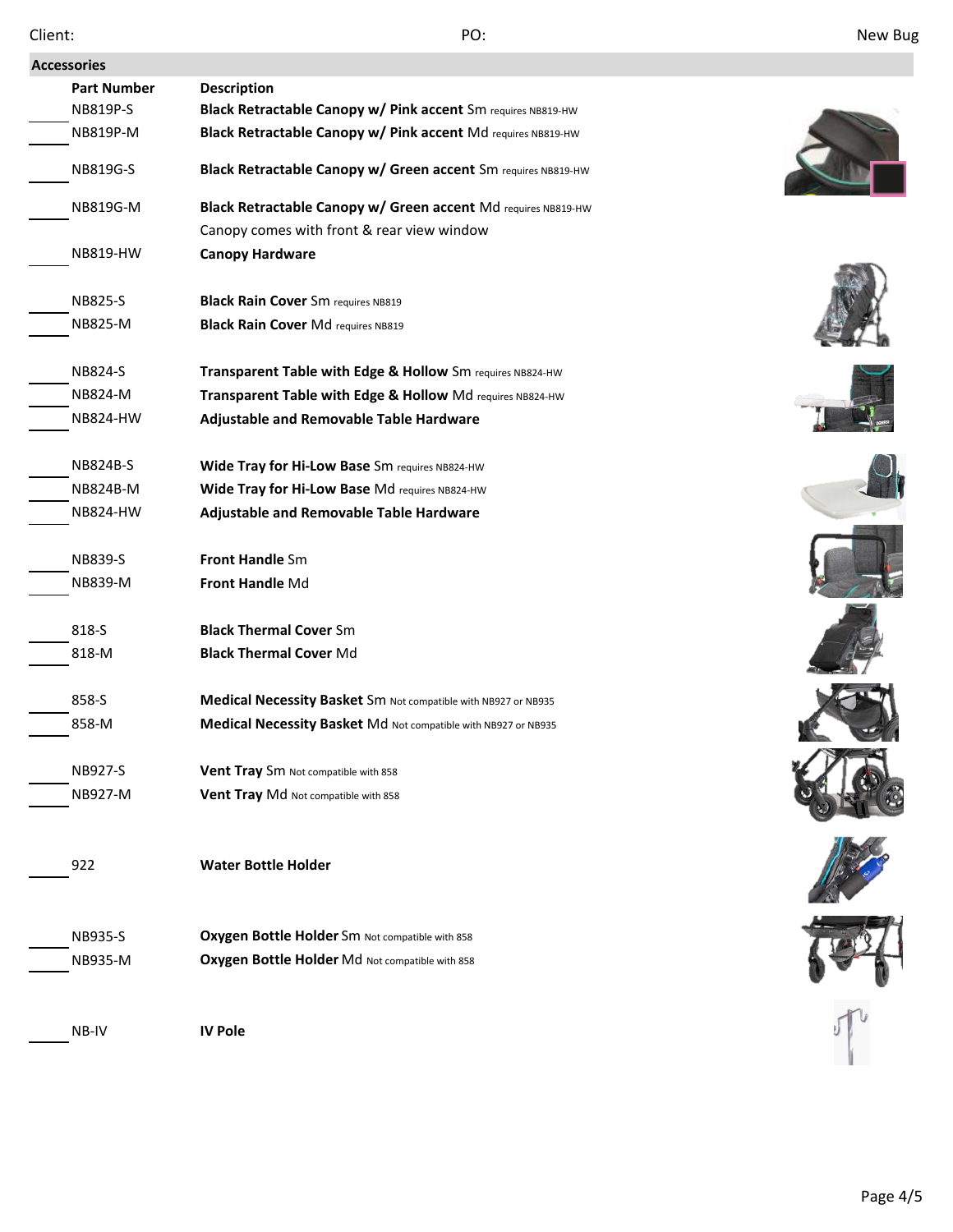Client: PO: New Bug

## Accessories

| | Part Number | Description |
|---|---|---|
| ____ | NB819P-S | **Black Retractable Canopy w/ Pink accent** Sm requires NB819-HW |
| ____ | NB819P-M | **Black Retractable Canopy w/ Pink accent** Md requires NB819-HW |
| ____ | NB819G-S | **Black Retractable Canopy w/ Green accent** Sm requires NB819-HW |
| ____ | NB819G-M | **Black Retractable Canopy w/ Green accent** Md requires NB819-HW |
| | | Canopy comes with front & rear view window |
| ____ | NB819-HW | **Canopy Hardware** |
| ____ | NB825-S | **Black Rain Cover** Sm requires NB819 |
| ____ | NB825-M | **Black Rain Cover** Md requires NB819 |
| ____ | NB824-S | **Transparent Table with Edge & Hollow** Sm requires NB824-HW |
| ____ | NB824-M | **Transparent Table with Edge & Hollow** Md requires NB824-HW |
| ____ | NB824-HW | **Adjustable and Removable Table Hardware** |
| ____ | NB824B-S | **Wide Tray for Hi-Low Base** Sm requires NB824-HW |
| ____ | NB824B-M | **Wide Tray for Hi-Low Base** Md requires NB824-HW |
| ____ | NB824-HW | **Adjustable and Removable Table Hardware** |
| ____ | NB839-S | **Front Handle** Sm |
| ____ | NB839-M | **Front Handle** Md |
| ____ | 818-S | **Black Thermal Cover** Sm |
| ____ | 818-M | **Black Thermal Cover** Md |
| ____ | 858-S | **Medical Necessity Basket** Sm Not compatible with NB927 or NB935 |
| ____ | 858-M | **Medical Necessity Basket** Md Not compatible with NB927 or NB935 |
| ____ | NB927-S | **Vent Tray** Sm Not compatible with 858 |
| ____ | NB927-M | **Vent Tray** Md Not compatible with 858 |
| ____ | 922 | **Water Bottle Holder** |
| ____ | NB935-S | **Oxygen Bottle Holder** Sm Not compatible with 858 |
| ____ | NB935-M | **Oxygen Bottle Holder** Md Not compatible with 858 |
| ____ | NB-IV | **IV Pole** |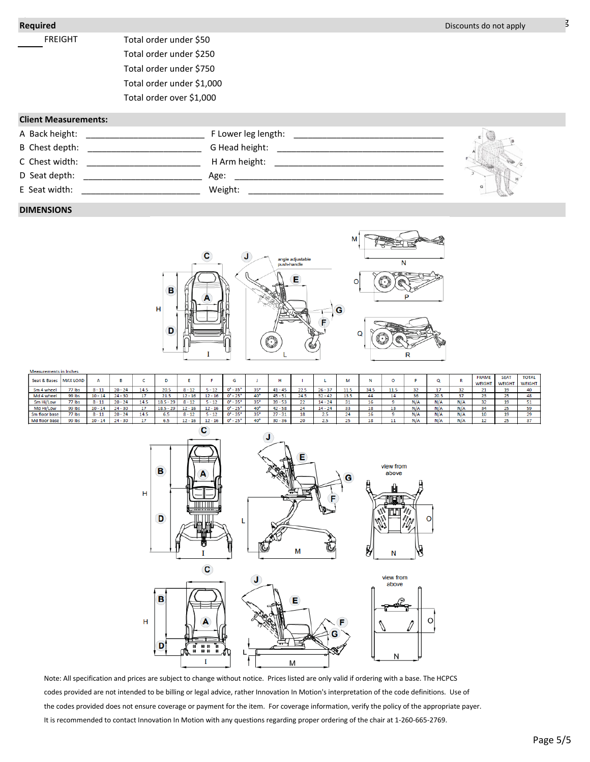**Required** Discounts do not apply

_____ FREIGHT

- Total order under $50
- Total order under $250
- Total order under $750
- Total order under $1,000
- Total order over $1,000

## Client Measurements:

A Back height: ________________________ F Lower leg length: ________________________

B Chest depth: ________________________ G Head height: ________________________

C Chest width: ________________________ H Arm height: ________________________

D Seat depth: ________________________ Age: ________________________

E Seat width: ________________________ Weight: ________________________

## DIMENSIONS

angle adjustable push-handle

Measurements in Inches

| Seat & Bases | MAX LOAD | A | B | C | D | E | F | G | J | H | I | L | M | N | O | P | Q | R | FRAME WEIGHT | SEAT WEIGHT | TOTAL WEIGHT |
|---|---|---|---|---|---|---|---|---|---|---|---|---|---|---|---|---|---|---|---|---|---|
| Sm 4 wheel | 77 lbs | 8 - 11 | 20 - 24 | 14.5 | 20.5 | 8 - 12 | 5 - 12 | 0° - 35° | 35° | 41 - 45 | 22.5 | 26 - 37 | 11.5 | 34.5 | 11.5 | 32 | 17 | 32 | 21 | 19 | 40 |
| Md 4 wheel | 99 lbs | 10 - 14 | 24 - 30 | 17 | 21.5 | 12 - 16 | 12 - 16 | 0° - 25° | 40° | 45 - 51 | 24.5 | 32 - 42 | 13.5 | 44 | 14 | 36 | 20.5 | 37 | 23 | 25 | 48 |
| Sm Hi/Low | 77 lbs | 8 - 11 | 20 - 24 | 14.5 | 18.5 - 29 | 8 - 12 | 5 - 12 | 0° - 35° | 35° | 39 - 53 | 22 | 14 - 24 | 31 | 16 | 9 | N/A | N/A | N/A | 32 | 19 | 51 |
| Md Hi/Low | 99 lbs | 10 - 14 | 24 - 30 | 17 | 18.5 - 29 | 12 - 16 | 12 - 16 | 0° - 25° | 40° | 42 - 58 | 24 | 14 - 24 | 33 | 18 | 13 | N/A | N/A | N/A | 34 | 25 | 59 |
| Sm floor base | 77 lbs | 8 - 11 | 20 - 24 | 14.5 | 6.5 | 8 - 12 | 5 - 12 | 0° - 35° | 35° | 27 - 31 | 18 | 2.5 | 24 | 16 | 9 | N/A | N/A | N/A | 10 | 19 | 29 |
| Md floor base | 99 lbs | 10 - 14 | 24 - 30 | 17 | 6.5 | 12 - 16 | 12 - 16 | 0° - 25° | 40° | 30 - 36 | 20 | 2.5 | 25 | 18 | 11 | N/A | N/A | N/A | 12 | 25 | 37 |

view from above

view from above

Note: All specification and prices are subject to change without notice. Prices listed are only valid if ordering with a base. The HCPCS codes provided are not intended to be billing or legal advice, rather Innovation In Motion's interpretation of the code definitions. Use of the codes provided does not ensure coverage or payment for the item. For coverage information, verify the policy of the appropriate payer. It is recommended to contact Innovation In Motion with any questions regarding proper ordering of the chair at 1-260-665-2769.